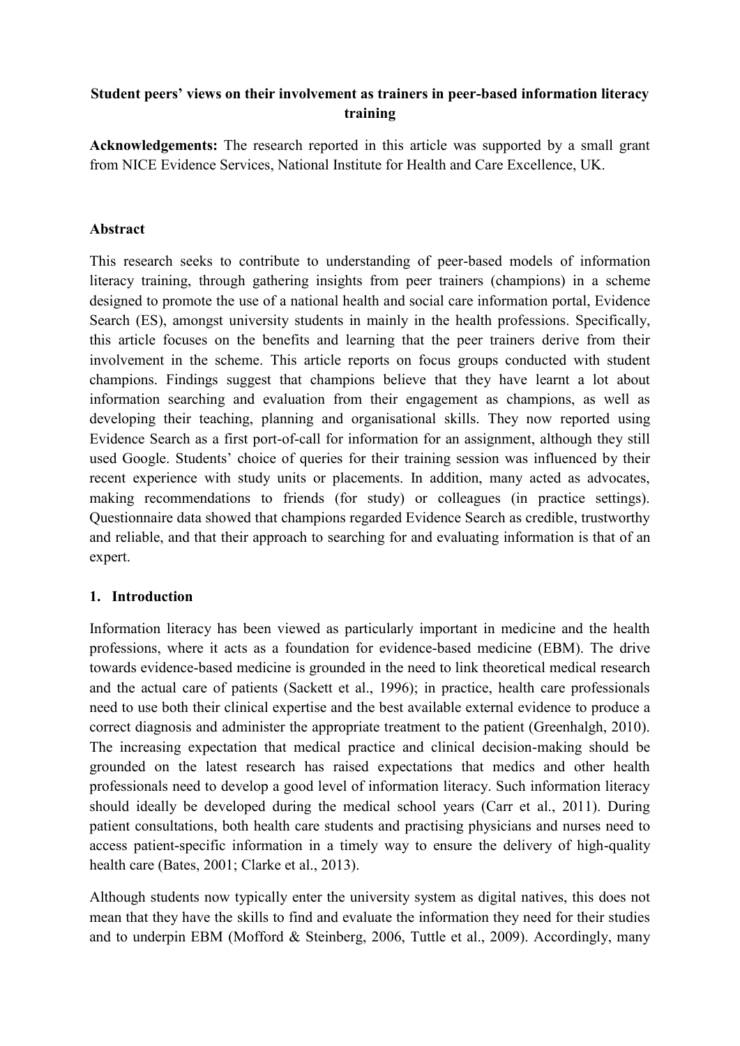**Student peers' views on their involvement as trainers in peer-based information literacy training**

**Acknowledgements:** The research reported in this article was supported by a small grant from NICE Evidence Services, National Institute for Health and Care Excellence, UK.

**Abstract**

This research seeks to contribute to understanding of peer-based models of information literacy training, through gathering insights from peer trainers (champions) in a scheme designed to promote the use of a national health and social care information portal, Evidence Search (ES), amongst university students in mainly in the health professions. Specifically, this article focuses on the benefits and learning that the peer trainers derive from their involvement in the scheme. This article reports on focus groups conducted with student champions. Findings suggest that champions believe that they have learnt a lot about information searching and evaluation from their engagement as champions, as well as developing their teaching, planning and organisational skills. They now reported using Evidence Search as a first port-of-call for information for an assignment, although they still used Google. Students' choice of queries for their training session was influenced by their recent experience with study units or placements. In addition, many acted as advocates, making recommendations to friends (for study) or colleagues (in practice settings). Questionnaire data showed that champions regarded Evidence Search as credible, trustworthy and reliable, and that their approach to searching for and evaluating information is that of an expert.

## 1. Introduction

Information literacy has been viewed as particularly important in medicine and the health professions, where it acts as a foundation for evidence-based medicine (EBM). The drive towards evidence-based medicine is grounded in the need to link theoretical medical research and the actual care of patients (Sackett et al., 1996); in practice, health care professionals need to use both their clinical expertise and the best available external evidence to produce a correct diagnosis and administer the appropriate treatment to the patient (Greenhalgh, 2010). The increasing expectation that medical practice and clinical decision-making should be grounded on the latest research has raised expectations that medics and other health professionals need to develop a good level of information literacy. Such information literacy should ideally be developed during the medical school years (Carr et al., 2011). During patient consultations, both health care students and practising physicians and nurses need to access patient-specific information in a timely way to ensure the delivery of high-quality health care (Bates, 2001; Clarke et al., 2013).

Although students now typically enter the university system as digital natives, this does not mean that they have the skills to find and evaluate the information they need for their studies and to underpin EBM (Mofford & Steinberg, 2006, Tuttle et al., 2009). Accordingly, many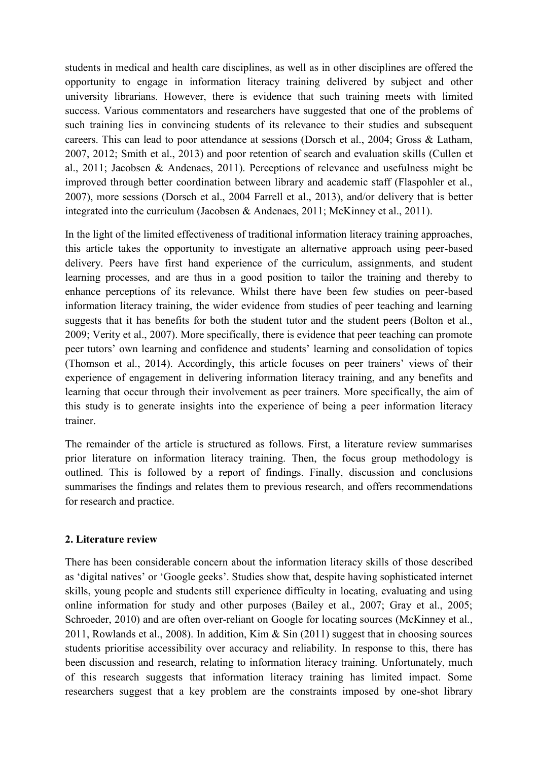students in medical and health care disciplines, as well as in other disciplines are offered the opportunity to engage in information literacy training delivered by subject and other university librarians. However, there is evidence that such training meets with limited success. Various commentators and researchers have suggested that one of the problems of such training lies in convincing students of its relevance to their studies and subsequent careers. This can lead to poor attendance at sessions (Dorsch et al., 2004; Gross & Latham, 2007, 2012; Smith et al., 2013) and poor retention of search and evaluation skills (Cullen et al., 2011; Jacobsen & Andenaes, 2011). Perceptions of relevance and usefulness might be improved through better coordination between library and academic staff (Flaspohler et al., 2007), more sessions (Dorsch et al., 2004 Farrell et al., 2013), and/or delivery that is better integrated into the curriculum (Jacobsen & Andenaes, 2011; McKinney et al., 2011).

In the light of the limited effectiveness of traditional information literacy training approaches, this article takes the opportunity to investigate an alternative approach using peer-based delivery. Peers have first hand experience of the curriculum, assignments, and student learning processes, and are thus in a good position to tailor the training and thereby to enhance perceptions of its relevance. Whilst there have been few studies on peer-based information literacy training, the wider evidence from studies of peer teaching and learning suggests that it has benefits for both the student tutor and the student peers (Bolton et al., 2009; Verity et al., 2007). More specifically, there is evidence that peer teaching can promote peer tutors' own learning and confidence and students' learning and consolidation of topics (Thomson et al., 2014). Accordingly, this article focuses on peer trainers' views of their experience of engagement in delivering information literacy training, and any benefits and learning that occur through their involvement as peer trainers. More specifically, the aim of this study is to generate insights into the experience of being a peer information literacy trainer.

The remainder of the article is structured as follows. First, a literature review summarises prior literature on information literacy training. Then, the focus group methodology is outlined. This is followed by a report of findings. Finally, discussion and conclusions summarises the findings and relates them to previous research, and offers recommendations for research and practice.

## 2. Literature review

There has been considerable concern about the information literacy skills of those described as 'digital natives' or 'Google geeks'. Studies show that, despite having sophisticated internet skills, young people and students still experience difficulty in locating, evaluating and using online information for study and other purposes (Bailey et al., 2007; Gray et al., 2005; Schroeder, 2010) and are often over-reliant on Google for locating sources (McKinney et al., 2011, Rowlands et al., 2008). In addition, Kim & Sin (2011) suggest that in choosing sources students prioritise accessibility over accuracy and reliability. In response to this, there has been discussion and research, relating to information literacy training. Unfortunately, much of this research suggests that information literacy training has limited impact. Some researchers suggest that a key problem are the constraints imposed by one-shot library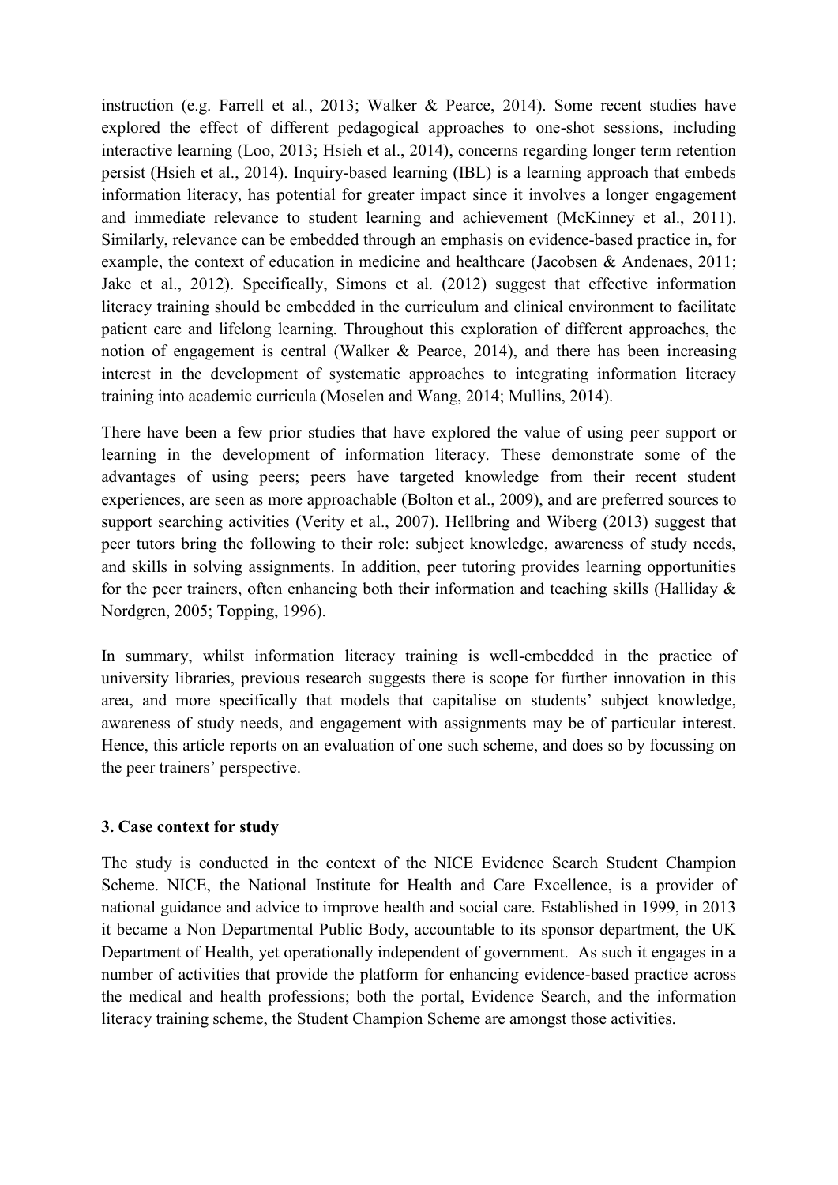instruction (e.g. Farrell et al., 2013; Walker & Pearce, 2014). Some recent studies have explored the effect of different pedagogical approaches to one-shot sessions, including interactive learning (Loo, 2013; Hsieh et al., 2014), concerns regarding longer term retention persist (Hsieh et al., 2014). Inquiry-based learning (IBL) is a learning approach that embeds information literacy, has potential for greater impact since it involves a longer engagement and immediate relevance to student learning and achievement (McKinney et al., 2011). Similarly, relevance can be embedded through an emphasis on evidence-based practice in, for example, the context of education in medicine and healthcare (Jacobsen & Andenaes, 2011; Jake et al., 2012). Specifically, Simons et al. (2012) suggest that effective information literacy training should be embedded in the curriculum and clinical environment to facilitate patient care and lifelong learning. Throughout this exploration of different approaches, the notion of engagement is central (Walker & Pearce, 2014), and there has been increasing interest in the development of systematic approaches to integrating information literacy training into academic curricula (Moselen and Wang, 2014; Mullins, 2014).

There have been a few prior studies that have explored the value of using peer support or learning in the development of information literacy. These demonstrate some of the advantages of using peers; peers have targeted knowledge from their recent student experiences, are seen as more approachable (Bolton et al., 2009), and are preferred sources to support searching activities (Verity et al., 2007). Hellbring and Wiberg (2013) suggest that peer tutors bring the following to their role: subject knowledge, awareness of study needs, and skills in solving assignments. In addition, peer tutoring provides learning opportunities for the peer trainers, often enhancing both their information and teaching skills (Halliday & Nordgren, 2005; Topping, 1996).

In summary, whilst information literacy training is well-embedded in the practice of university libraries, previous research suggests there is scope for further innovation in this area, and more specifically that models that capitalise on students' subject knowledge, awareness of study needs, and engagement with assignments may be of particular interest. Hence, this article reports on an evaluation of one such scheme, and does so by focussing on the peer trainers' perspective.

## 3. Case context for study

The study is conducted in the context of the NICE Evidence Search Student Champion Scheme. NICE, the National Institute for Health and Care Excellence, is a provider of national guidance and advice to improve health and social care. Established in 1999, in 2013 it became a Non Departmental Public Body, accountable to its sponsor department, the UK Department of Health, yet operationally independent of government. As such it engages in a number of activities that provide the platform for enhancing evidence-based practice across the medical and health professions; both the portal, Evidence Search, and the information literacy training scheme, the Student Champion Scheme are amongst those activities.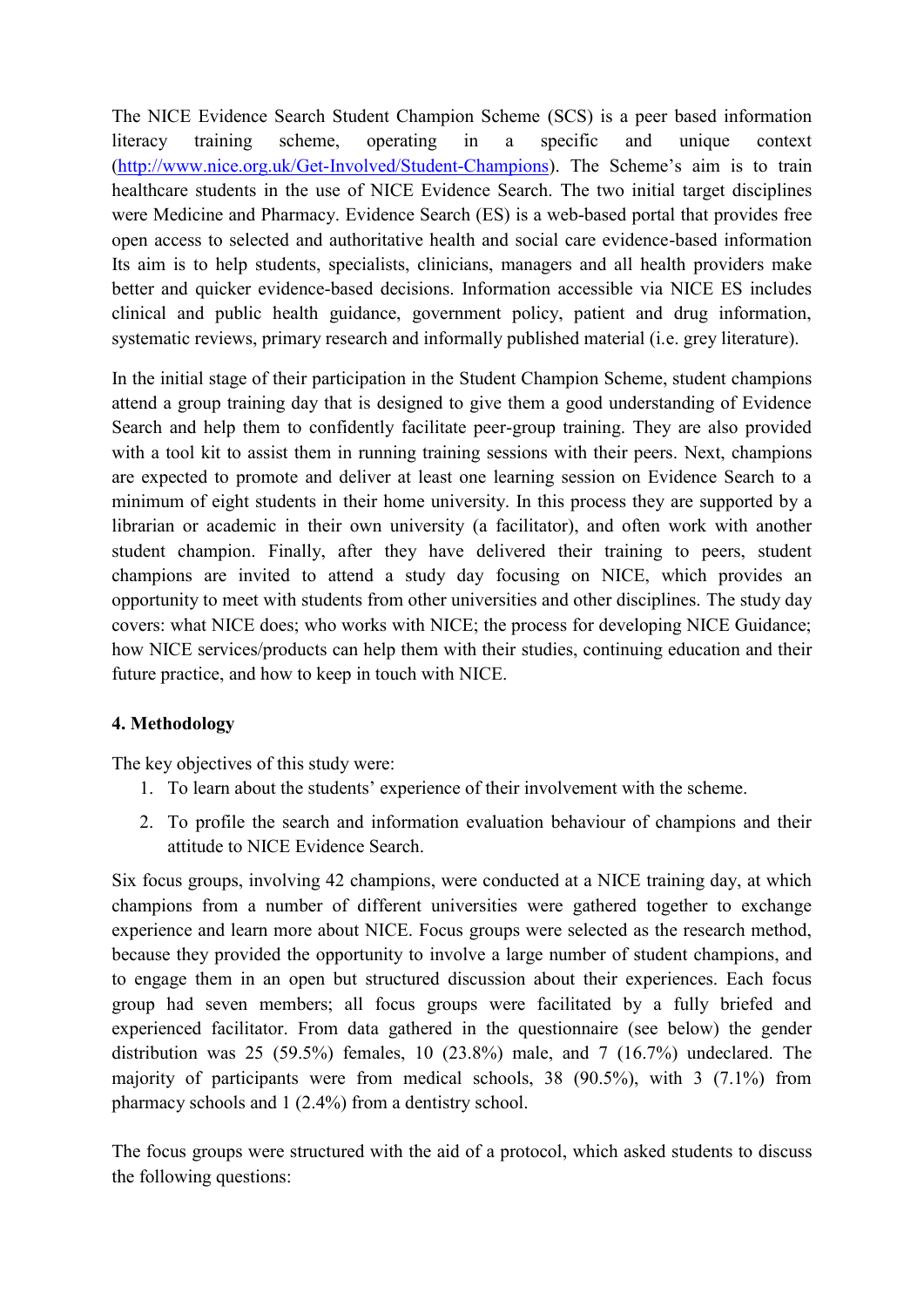The NICE Evidence Search Student Champion Scheme (SCS) is a peer based information literacy training scheme, operating in a specific and unique context (http://www.nice.org.uk/Get-Involved/Student-Champions). The Scheme's aim is to train healthcare students in the use of NICE Evidence Search. The two initial target disciplines were Medicine and Pharmacy. Evidence Search (ES) is a web-based portal that provides free open access to selected and authoritative health and social care evidence-based information Its aim is to help students, specialists, clinicians, managers and all health providers make better and quicker evidence-based decisions. Information accessible via NICE ES includes clinical and public health guidance, government policy, patient and drug information, systematic reviews, primary research and informally published material (i.e. grey literature).

In the initial stage of their participation in the Student Champion Scheme, student champions attend a group training day that is designed to give them a good understanding of Evidence Search and help them to confidently facilitate peer-group training. They are also provided with a tool kit to assist them in running training sessions with their peers. Next, champions are expected to promote and deliver at least one learning session on Evidence Search to a minimum of eight students in their home university. In this process they are supported by a librarian or academic in their own university (a facilitator), and often work with another student champion. Finally, after they have delivered their training to peers, student champions are invited to attend a study day focusing on NICE, which provides an opportunity to meet with students from other universities and other disciplines. The study day covers: what NICE does; who works with NICE; the process for developing NICE Guidance; how NICE services/products can help them with their studies, continuing education and their future practice, and how to keep in touch with NICE.

## 4. Methodology

The key objectives of this study were:

1. To learn about the students' experience of their involvement with the scheme.
2. To profile the search and information evaluation behaviour of champions and their attitude to NICE Evidence Search.

Six focus groups, involving 42 champions, were conducted at a NICE training day, at which champions from a number of different universities were gathered together to exchange experience and learn more about NICE. Focus groups were selected as the research method, because they provided the opportunity to involve a large number of student champions, and to engage them in an open but structured discussion about their experiences. Each focus group had seven members; all focus groups were facilitated by a fully briefed and experienced facilitator. From data gathered in the questionnaire (see below) the gender distribution was 25 (59.5%) females, 10 (23.8%) male, and 7 (16.7%) undeclared. The majority of participants were from medical schools, 38 (90.5%), with 3 (7.1%) from pharmacy schools and 1 (2.4%) from a dentistry school.

The focus groups were structured with the aid of a protocol, which asked students to discuss the following questions: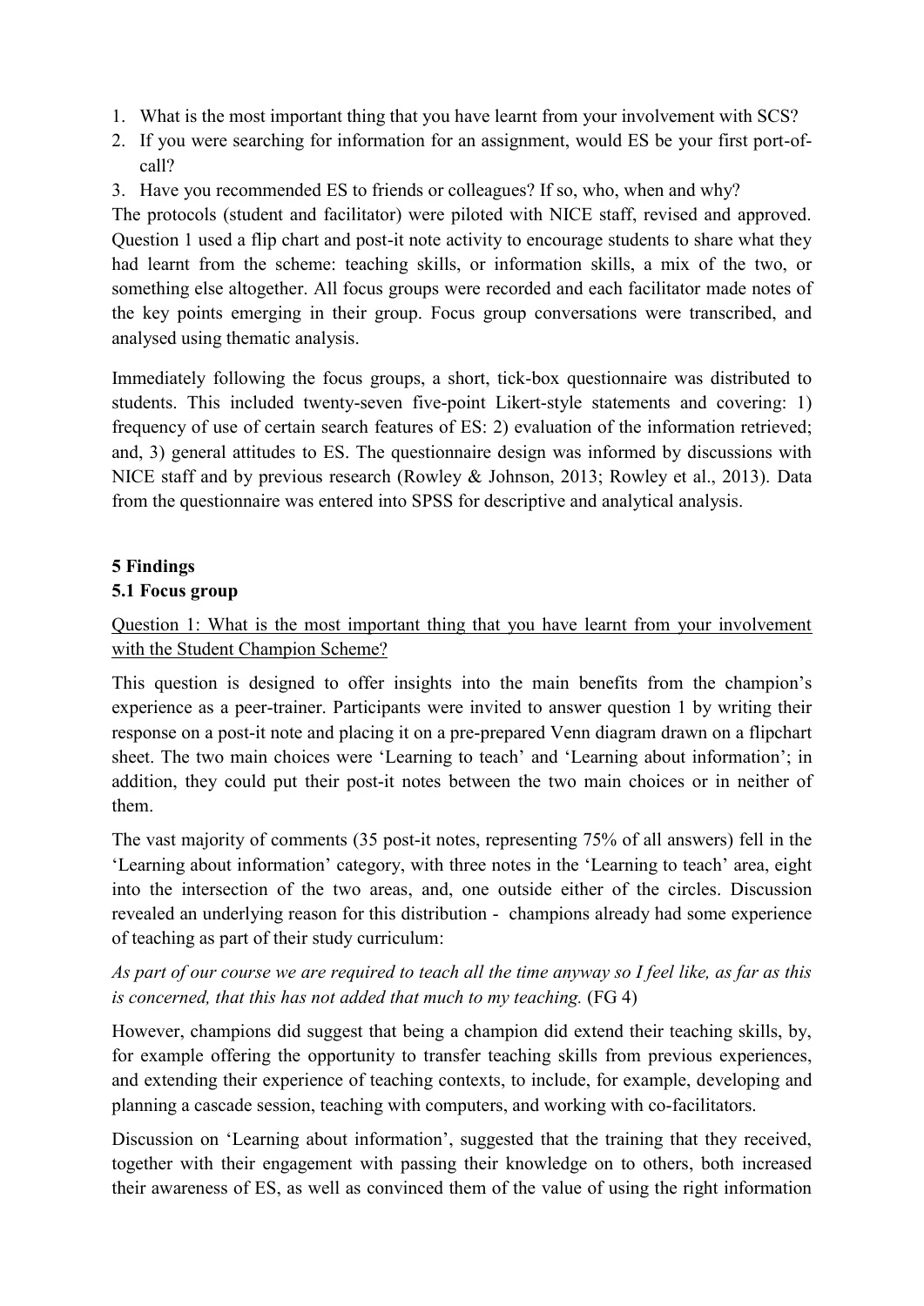1. What is the most important thing that you have learnt from your involvement with SCS?
2. If you were searching for information for an assignment, would ES be your first port-of-call?
3. Have you recommended ES to friends or colleagues? If so, who, when and why?

The protocols (student and facilitator) were piloted with NICE staff, revised and approved. Question 1 used a flip chart and post-it note activity to encourage students to share what they had learnt from the scheme: teaching skills, or information skills, a mix of the two, or something else altogether. All focus groups were recorded and each facilitator made notes of the key points emerging in their group. Focus group conversations were transcribed, and analysed using thematic analysis.

Immediately following the focus groups, a short, tick-box questionnaire was distributed to students. This included twenty-seven five-point Likert-style statements and covering: 1) frequency of use of certain search features of ES: 2) evaluation of the information retrieved; and, 3) general attitudes to ES. The questionnaire design was informed by discussions with NICE staff and by previous research (Rowley & Johnson, 2013; Rowley et al., 2013). Data from the questionnaire was entered into SPSS for descriptive and analytical analysis.

## 5 Findings

### 5.1 Focus group

Question 1: What is the most important thing that you have learnt from your involvement with the Student Champion Scheme?

This question is designed to offer insights into the main benefits from the champion's experience as a peer-trainer. Participants were invited to answer question 1 by writing their response on a post-it note and placing it on a pre-prepared Venn diagram drawn on a flipchart sheet. The two main choices were 'Learning to teach' and 'Learning about information'; in addition, they could put their post-it notes between the two main choices or in neither of them.

The vast majority of comments (35 post-it notes, representing 75% of all answers) fell in the 'Learning about information' category, with three notes in the 'Learning to teach' area, eight into the intersection of the two areas, and, one outside either of the circles. Discussion revealed an underlying reason for this distribution - champions already had some experience of teaching as part of their study curriculum:

*As part of our course we are required to teach all the time anyway so I feel like, as far as this is concerned, that this has not added that much to my teaching.* (FG 4)

However, champions did suggest that being a champion did extend their teaching skills, by, for example offering the opportunity to transfer teaching skills from previous experiences, and extending their experience of teaching contexts, to include, for example, developing and planning a cascade session, teaching with computers, and working with co-facilitators.

Discussion on 'Learning about information', suggested that the training that they received, together with their engagement with passing their knowledge on to others, both increased their awareness of ES, as well as convinced them of the value of using the right information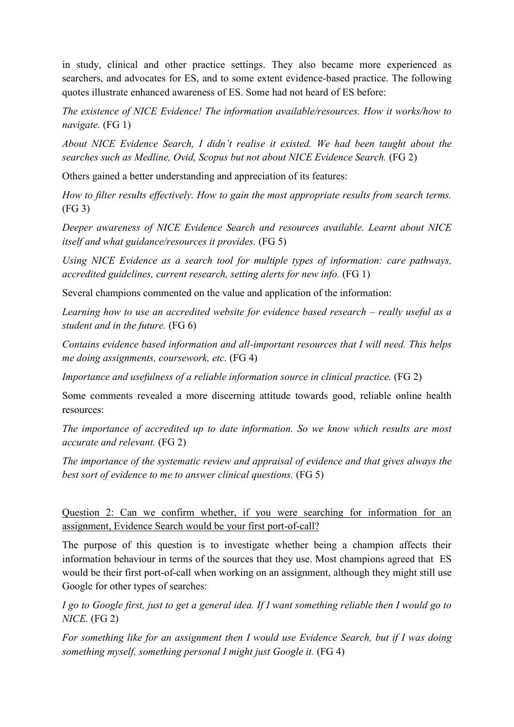in study, clinical and other practice settings. They also became more experienced as searchers, and advocates for ES, and to some extent evidence-based practice. The following quotes illustrate enhanced awareness of ES. Some had not heard of ES before:

*The existence of NICE Evidence! The information available/resources. How it works/how to navigate.* (FG 1)

*About NICE Evidence Search, I didn't realise it existed. We had been taught about the searches such as Medline, Ovid, Scopus but not about NICE Evidence Search.* (FG 2)

Others gained a better understanding and appreciation of its features:

*How to filter results effectively. How to gain the most appropriate results from search terms.* (FG 3)

*Deeper awareness of NICE Evidence Search and resources available. Learnt about NICE itself and what guidance/resources it provides.* (FG 5)

*Using NICE Evidence as a search tool for multiple types of information: care pathways, accredited guidelines, current research, setting alerts for new info.* (FG 1)

Several champions commented on the value and application of the information:

*Learning how to use an accredited website for evidence based research – really useful as a student and in the future.* (FG 6)

*Contains evidence based information and all-important resources that I will need. This helps me doing assignments, coursework, etc.* (FG 4)

*Importance and usefulness of a reliable information source in clinical practice.* (FG 2)

Some comments revealed a more discerning attitude towards good, reliable online health resources:

*The importance of accredited up to date information. So we know which results are most accurate and relevant.* (FG 2)

*The importance of the systematic review and appraisal of evidence and that gives always the best sort of evidence to me to answer clinical questions.* (FG 5)

<u>Question 2: Can we confirm whether, if you were searching for information for an assignment, Evidence Search would be your first port-of-call?</u>

The purpose of this question is to investigate whether being a champion affects their information behaviour in terms of the sources that they use. Most champions agreed that ES would be their first port-of-call when working on an assignment, although they might still use Google for other types of searches:

*I go to Google first, just to get a general idea. If I want something reliable then I would go to NICE.* (FG 2)

*For something like for an assignment then I would use Evidence Search, but if I was doing something myself, something personal I might just Google it.* (FG 4)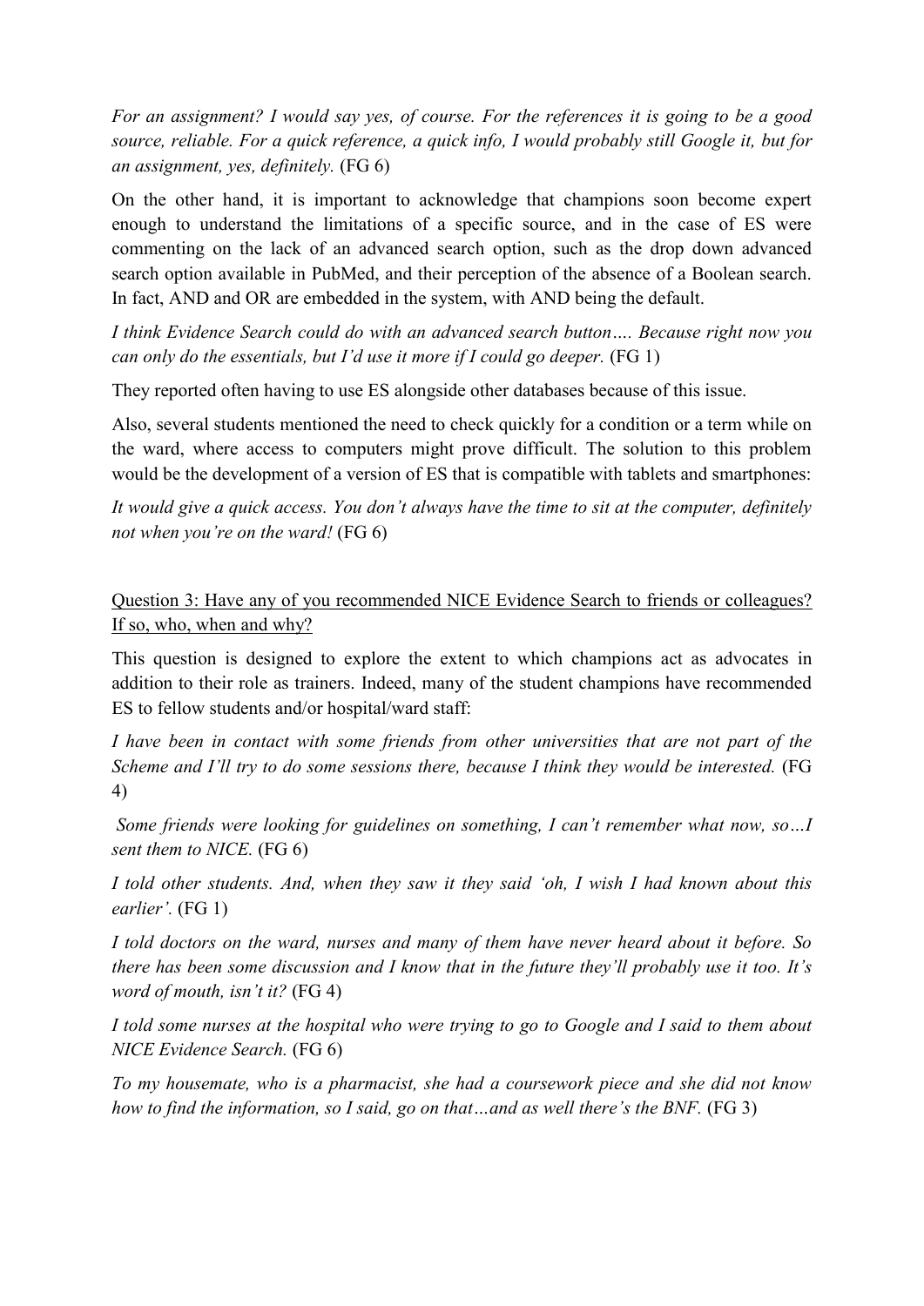*For an assignment? I would say yes, of course. For the references it is going to be a good source, reliable. For a quick reference, a quick info, I would probably still Google it, but for an assignment, yes, definitely.* (FG 6)

On the other hand, it is important to acknowledge that champions soon become expert enough to understand the limitations of a specific source, and in the case of ES were commenting on the lack of an advanced search option, such as the drop down advanced search option available in PubMed, and their perception of the absence of a Boolean search. In fact, AND and OR are embedded in the system, with AND being the default.

*I think Evidence Search could do with an advanced search button…. Because right now you can only do the essentials, but I'd use it more if I could go deeper.* (FG 1)

They reported often having to use ES alongside other databases because of this issue.

Also, several students mentioned the need to check quickly for a condition or a term while on the ward, where access to computers might prove difficult. The solution to this problem would be the development of a version of ES that is compatible with tablets and smartphones:

*It would give a quick access. You don't always have the time to sit at the computer, definitely not when you're on the ward!* (FG 6)

<u>Question 3: Have any of you recommended NICE Evidence Search to friends or colleagues? If so, who, when and why?</u>

This question is designed to explore the extent to which champions act as advocates in addition to their role as trainers. Indeed, many of the student champions have recommended ES to fellow students and/or hospital/ward staff:

*I have been in contact with some friends from other universities that are not part of the Scheme and I'll try to do some sessions there, because I think they would be interested.* (FG 4)

*Some friends were looking for guidelines on something, I can't remember what now, so…I sent them to NICE.* (FG 6)

*I told other students. And, when they saw it they said 'oh, I wish I had known about this earlier'.* (FG 1)

*I told doctors on the ward, nurses and many of them have never heard about it before. So there has been some discussion and I know that in the future they'll probably use it too. It's word of mouth, isn't it?* (FG 4)

*I told some nurses at the hospital who were trying to go to Google and I said to them about NICE Evidence Search.* (FG 6)

*To my housemate, who is a pharmacist, she had a coursework piece and she did not know how to find the information, so I said, go on that…and as well there's the BNF.* (FG 3)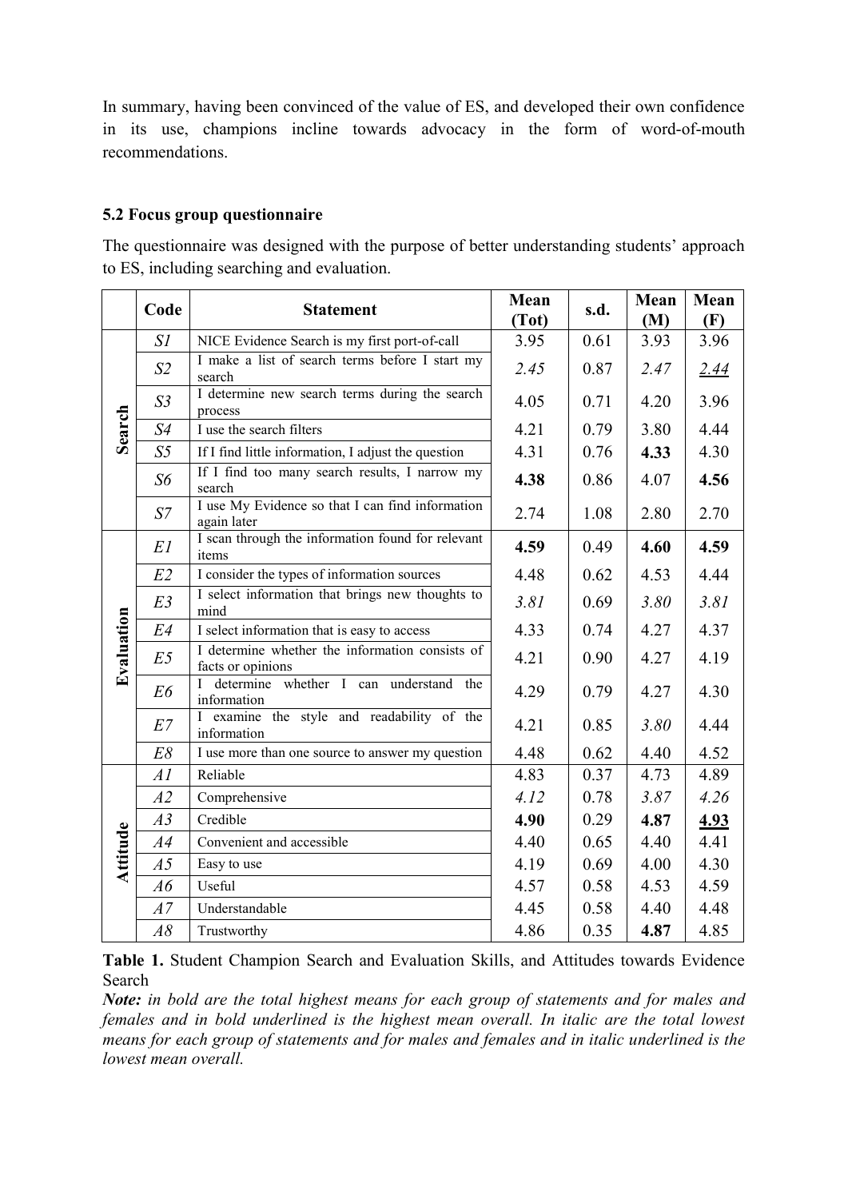In summary, having been convinced of the value of ES, and developed their own confidence in its use, champions incline towards advocacy in the form of word-of-mouth recommendations.

### 5.2 Focus group questionnaire

The questionnaire was designed with the purpose of better understanding students' approach to ES, including searching and evaluation.

| | Code | Statement | Mean (Tot) | s.d. | Mean (M) | Mean (F) |
|---|---|---|---|---|---|---|
| **Search** | *S1* | NICE Evidence Search is my first port-of-call | 3.95 | 0.61 | 3.93 | 3.96 |
| | *S2* | I make a list of search terms before I start my search | *2.45* | 0.87 | *2.47* | *<u>2.44</u>* |
| | *S3* | I determine new search terms during the search process | 4.05 | 0.71 | 4.20 | 3.96 |
| | *S4* | I use the search filters | 4.21 | 0.79 | 3.80 | 4.44 |
| | *S5* | If I find little information, I adjust the question | 4.31 | 0.76 | **4.33** | 4.30 |
| | *S6* | If I find too many search results, I narrow my search | **4.38** | 0.86 | 4.07 | **4.56** |
| | *S7* | I use My Evidence so that I can find information again later | 2.74 | 1.08 | 2.80 | 2.70 |
| **Evaluation** | *E1* | I scan through the information found for relevant items | **4.59** | 0.49 | **4.60** | **4.59** |
| | *E2* | I consider the types of information sources | 4.48 | 0.62 | 4.53 | 4.44 |
| | *E3* | I select information that brings new thoughts to mind | *3.81* | 0.69 | *3.80* | *3.81* |
| | *E4* | I select information that is easy to access | 4.33 | 0.74 | 4.27 | 4.37 |
| | *E5* | I determine whether the information consists of facts or opinions | 4.21 | 0.90 | 4.27 | 4.19 |
| | *E6* | I determine whether I can understand the information | 4.29 | 0.79 | 4.27 | 4.30 |
| | *E7* | I examine the style and readability of the information | 4.21 | 0.85 | *3.80* | 4.44 |
| | *E8* | I use more than one source to answer my question | 4.48 | 0.62 | 4.40 | 4.52 |
| **Attitude** | *A1* | Reliable | 4.83 | 0.37 | 4.73 | 4.89 |
| | *A2* | Comprehensive | *4.12* | 0.78 | *3.87* | *4.26* |
| | *A3* | Credible | **4.90** | 0.29 | **4.87** | **<u>4.93</u>** |
| | *A4* | Convenient and accessible | 4.40 | 0.65 | 4.40 | 4.41 |
| | *A5* | Easy to use | 4.19 | 0.69 | 4.00 | 4.30 |
| | *A6* | Useful | 4.57 | 0.58 | 4.53 | 4.59 |
| | *A7* | Understandable | 4.45 | 0.58 | 4.40 | 4.48 |
| | *A8* | Trustworthy | 4.86 | 0.35 | **4.87** | 4.85 |

**Table 1.** Student Champion Search and Evaluation Skills, and Attitudes towards Evidence Search

***Note:*** *in bold are the total highest means for each group of statements and for males and females and in bold underlined is the highest mean overall. In italic are the total lowest means for each group of statements and for males and females and in italic underlined is the lowest mean overall.*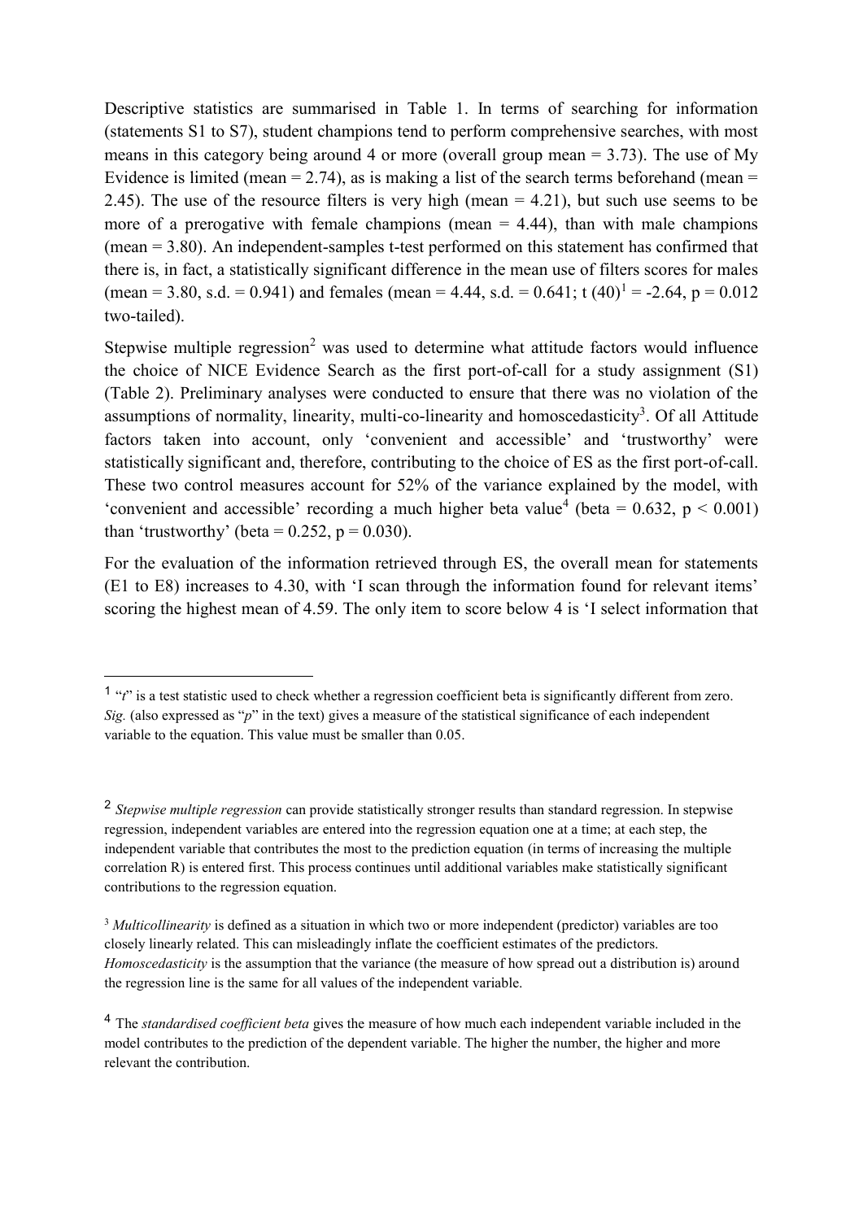Descriptive statistics are summarised in Table 1. In terms of searching for information (statements S1 to S7), student champions tend to perform comprehensive searches, with most means in this category being around 4 or more (overall group mean = 3.73). The use of My Evidence is limited (mean = 2.74), as is making a list of the search terms beforehand (mean = 2.45). The use of the resource filters is very high (mean = 4.21), but such use seems to be more of a prerogative with female champions (mean = 4.44), than with male champions (mean = 3.80). An independent-samples t-test performed on this statement has confirmed that there is, in fact, a statistically significant difference in the mean use of filters scores for males (mean = 3.80, s.d. = 0.941) and females (mean = 4.44, s.d. = 0.641; $t$ (40)[1] = -2.64, $p$ = 0.012 two-tailed).

Stepwise multiple regression[2] was used to determine what attitude factors would influence the choice of NICE Evidence Search as the first port-of-call for a study assignment (S1) (Table 2). Preliminary analyses were conducted to ensure that there was no violation of the assumptions of normality, linearity, multi-co-linearity and homoscedasticity[3]. Of all Attitude factors taken into account, only 'convenient and accessible' and 'trustworthy' were statistically significant and, therefore, contributing to the choice of ES as the first port-of-call. These two control measures account for 52% of the variance explained by the model, with 'convenient and accessible' recording a much higher beta value[4] (beta = 0.632, $p < 0.001$) than 'trustworthy' (beta = 0.252, $p$ = 0.030).

For the evaluation of the information retrieved through ES, the overall mean for statements (E1 to E8) increases to 4.30, with 'I scan through the information found for relevant items' scoring the highest mean of 4.59. The only item to score below 4 is 'I select information that

---

[1] "*t*" is a test statistic used to check whether a regression coefficient beta is significantly different from zero. *Sig.* (also expressed as "*p*" in the text) gives a measure of the statistical significance of each independent variable to the equation. This value must be smaller than 0.05.

[2] *Stepwise multiple regression* can provide statistically stronger results than standard regression. In stepwise regression, independent variables are entered into the regression equation one at a time; at each step, the independent variable that contributes the most to the prediction equation (in terms of increasing the multiple correlation R) is entered first. This process continues until additional variables make statistically significant contributions to the regression equation.

[3] *Multicollinearity* is defined as a situation in which two or more independent (predictor) variables are too closely linearly related. This can misleadingly inflate the coefficient estimates of the predictors. *Homoscedasticity* is the assumption that the variance (the measure of how spread out a distribution is) around the regression line is the same for all values of the independent variable.

[4] The *standardised coefficient beta* gives the measure of how much each independent variable included in the model contributes to the prediction of the dependent variable. The higher the number, the higher and more relevant the contribution.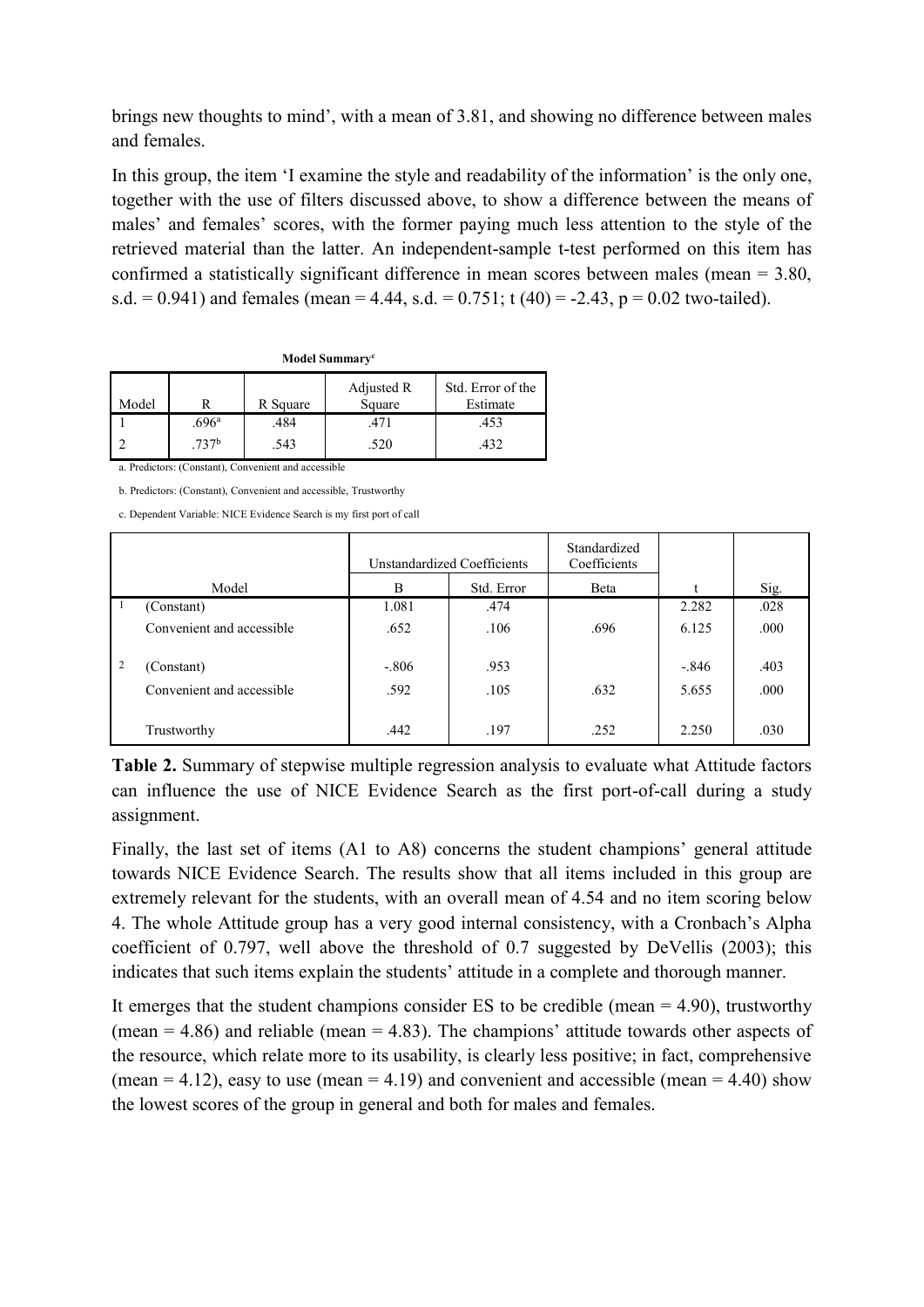brings new thoughts to mind', with a mean of 3.81, and showing no difference between males and females.

In this group, the item 'I examine the style and readability of the information' is the only one, together with the use of filters discussed above, to show a difference between the means of males' and females' scores, with the former paying much less attention to the style of the retrieved material than the latter. An independent-sample t-test performed on this item has confirmed a statistically significant difference in mean scores between males (mean = 3.80, s.d. = 0.941) and females (mean = 4.44, s.d. = 0.751; t (40) = -2.43, p = 0.02 two-tailed).

**Model Summary**[c]

| Model | R | R Square | Adjusted R Square | Std. Error of the Estimate |
|---|---|---|---|---|
| 1 | .696[a] | .484 | .471 | .453 |
| 2 | .737[b] | .543 | .520 | .432 |

a. Predictors: (Constant), Convenient and accessible

b. Predictors: (Constant), Convenient and accessible, Trustworthy

c. Dependent Variable: NICE Evidence Search is my first port of call

| | | Unstandardized Coefficients | | Standardized Coefficients | | |
|---|---|---|---|---|---|---|
| | Model | B | Std. Error | Beta | t | Sig. |
| 1 | (Constant) | 1.081 | .474 | | 2.282 | .028 |
| | Convenient and accessible | .652 | .106 | .696 | 6.125 | .000 |
| 2 | (Constant) | -.806 | .953 | | -.846 | .403 |
| | Convenient and accessible | .592 | .105 | .632 | 5.655 | .000 |
| | Trustworthy | .442 | .197 | .252 | 2.250 | .030 |

**Table 2.** Summary of stepwise multiple regression analysis to evaluate what Attitude factors can influence the use of NICE Evidence Search as the first port-of-call during a study assignment.

Finally, the last set of items (A1 to A8) concerns the student champions' general attitude towards NICE Evidence Search. The results show that all items included in this group are extremely relevant for the students, with an overall mean of 4.54 and no item scoring below 4. The whole Attitude group has a very good internal consistency, with a Cronbach's Alpha coefficient of 0.797, well above the threshold of 0.7 suggested by DeVellis (2003); this indicates that such items explain the students' attitude in a complete and thorough manner.

It emerges that the student champions consider ES to be credible (mean = 4.90), trustworthy (mean = 4.86) and reliable (mean = 4.83). The champions' attitude towards other aspects of the resource, which relate more to its usability, is clearly less positive; in fact, comprehensive (mean = 4.12), easy to use (mean = 4.19) and convenient and accessible (mean = 4.40) show the lowest scores of the group in general and both for males and females.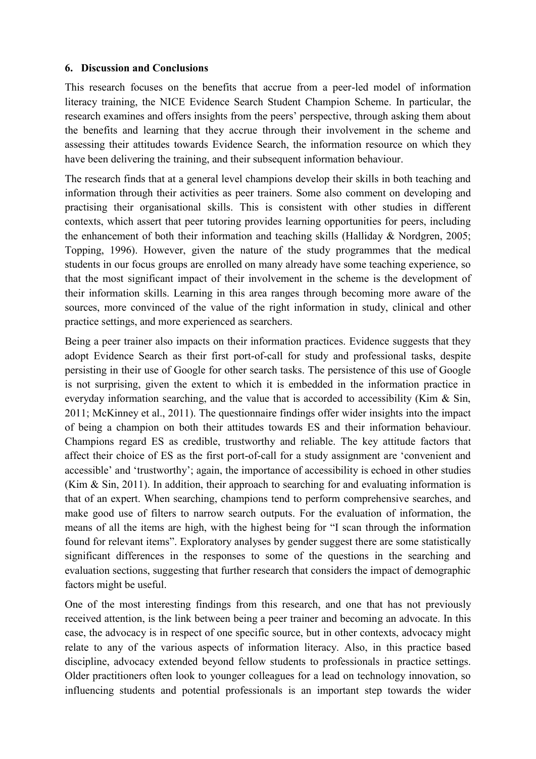## 6. Discussion and Conclusions

This research focuses on the benefits that accrue from a peer-led model of information literacy training, the NICE Evidence Search Student Champion Scheme. In particular, the research examines and offers insights from the peers' perspective, through asking them about the benefits and learning that they accrue through their involvement in the scheme and assessing their attitudes towards Evidence Search, the information resource on which they have been delivering the training, and their subsequent information behaviour.

The research finds that at a general level champions develop their skills in both teaching and information through their activities as peer trainers. Some also comment on developing and practising their organisational skills. This is consistent with other studies in different contexts, which assert that peer tutoring provides learning opportunities for peers, including the enhancement of both their information and teaching skills (Halliday & Nordgren, 2005; Topping, 1996). However, given the nature of the study programmes that the medical students in our focus groups are enrolled on many already have some teaching experience, so that the most significant impact of their involvement in the scheme is the development of their information skills. Learning in this area ranges through becoming more aware of the sources, more convinced of the value of the right information in study, clinical and other practice settings, and more experienced as searchers.

Being a peer trainer also impacts on their information practices. Evidence suggests that they adopt Evidence Search as their first port-of-call for study and professional tasks, despite persisting in their use of Google for other search tasks. The persistence of this use of Google is not surprising, given the extent to which it is embedded in the information practice in everyday information searching, and the value that is accorded to accessibility (Kim & Sin, 2011; McKinney et al., 2011). The questionnaire findings offer wider insights into the impact of being a champion on both their attitudes towards ES and their information behaviour. Champions regard ES as credible, trustworthy and reliable. The key attitude factors that affect their choice of ES as the first port-of-call for a study assignment are 'convenient and accessible' and 'trustworthy'; again, the importance of accessibility is echoed in other studies (Kim & Sin, 2011). In addition, their approach to searching for and evaluating information is that of an expert. When searching, champions tend to perform comprehensive searches, and make good use of filters to narrow search outputs. For the evaluation of information, the means of all the items are high, with the highest being for "I scan through the information found for relevant items". Exploratory analyses by gender suggest there are some statistically significant differences in the responses to some of the questions in the searching and evaluation sections, suggesting that further research that considers the impact of demographic factors might be useful.

One of the most interesting findings from this research, and one that has not previously received attention, is the link between being a peer trainer and becoming an advocate. In this case, the advocacy is in respect of one specific source, but in other contexts, advocacy might relate to any of the various aspects of information literacy. Also, in this practice based discipline, advocacy extended beyond fellow students to professionals in practice settings. Older practitioners often look to younger colleagues for a lead on technology innovation, so influencing students and potential professionals is an important step towards the wider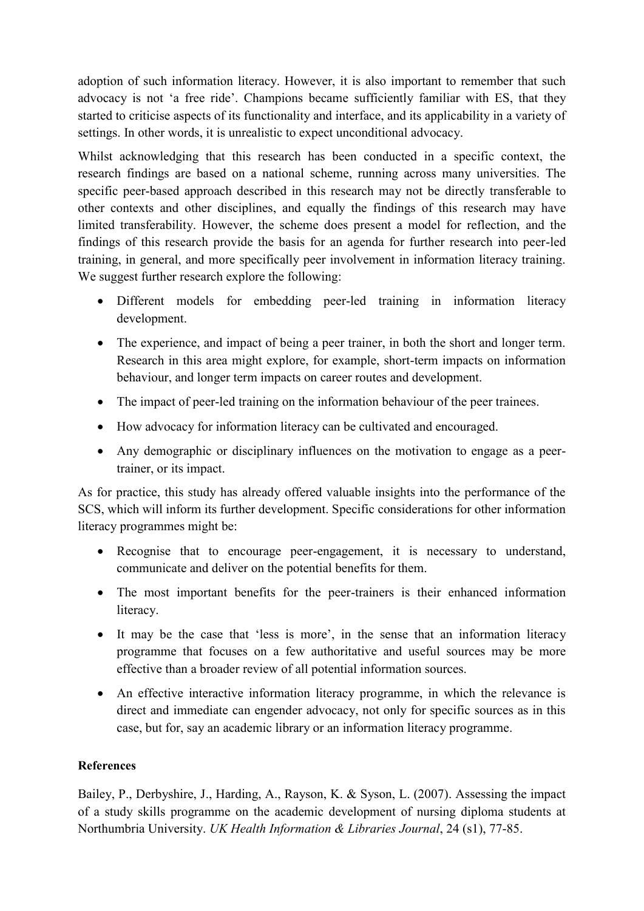adoption of such information literacy. However, it is also important to remember that such advocacy is not 'a free ride'. Champions became sufficiently familiar with ES, that they started to criticise aspects of its functionality and interface, and its applicability in a variety of settings. In other words, it is unrealistic to expect unconditional advocacy.

Whilst acknowledging that this research has been conducted in a specific context, the research findings are based on a national scheme, running across many universities. The specific peer-based approach described in this research may not be directly transferable to other contexts and other disciplines, and equally the findings of this research may have limited transferability. However, the scheme does present a model for reflection, and the findings of this research provide the basis for an agenda for further research into peer-led training, in general, and more specifically peer involvement in information literacy training. We suggest further research explore the following:

- Different models for embedding peer-led training in information literacy development.
- The experience, and impact of being a peer trainer, in both the short and longer term. Research in this area might explore, for example, short-term impacts on information behaviour, and longer term impacts on career routes and development.
- The impact of peer-led training on the information behaviour of the peer trainees.
- How advocacy for information literacy can be cultivated and encouraged.
- Any demographic or disciplinary influences on the motivation to engage as a peer-trainer, or its impact.

As for practice, this study has already offered valuable insights into the performance of the SCS, which will inform its further development. Specific considerations for other information literacy programmes might be:

- Recognise that to encourage peer-engagement, it is necessary to understand, communicate and deliver on the potential benefits for them.
- The most important benefits for the peer-trainers is their enhanced information literacy.
- It may be the case that 'less is more', in the sense that an information literacy programme that focuses on a few authoritative and useful sources may be more effective than a broader review of all potential information sources.
- An effective interactive information literacy programme, in which the relevance is direct and immediate can engender advocacy, not only for specific sources as in this case, but for, say an academic library or an information literacy programme.

**References**

Bailey, P., Derbyshire, J., Harding, A., Rayson, K. & Syson, L. (2007). Assessing the impact of a study skills programme on the academic development of nursing diploma students at Northumbria University. *UK Health Information & Libraries Journal*, 24 (s1), 77-85.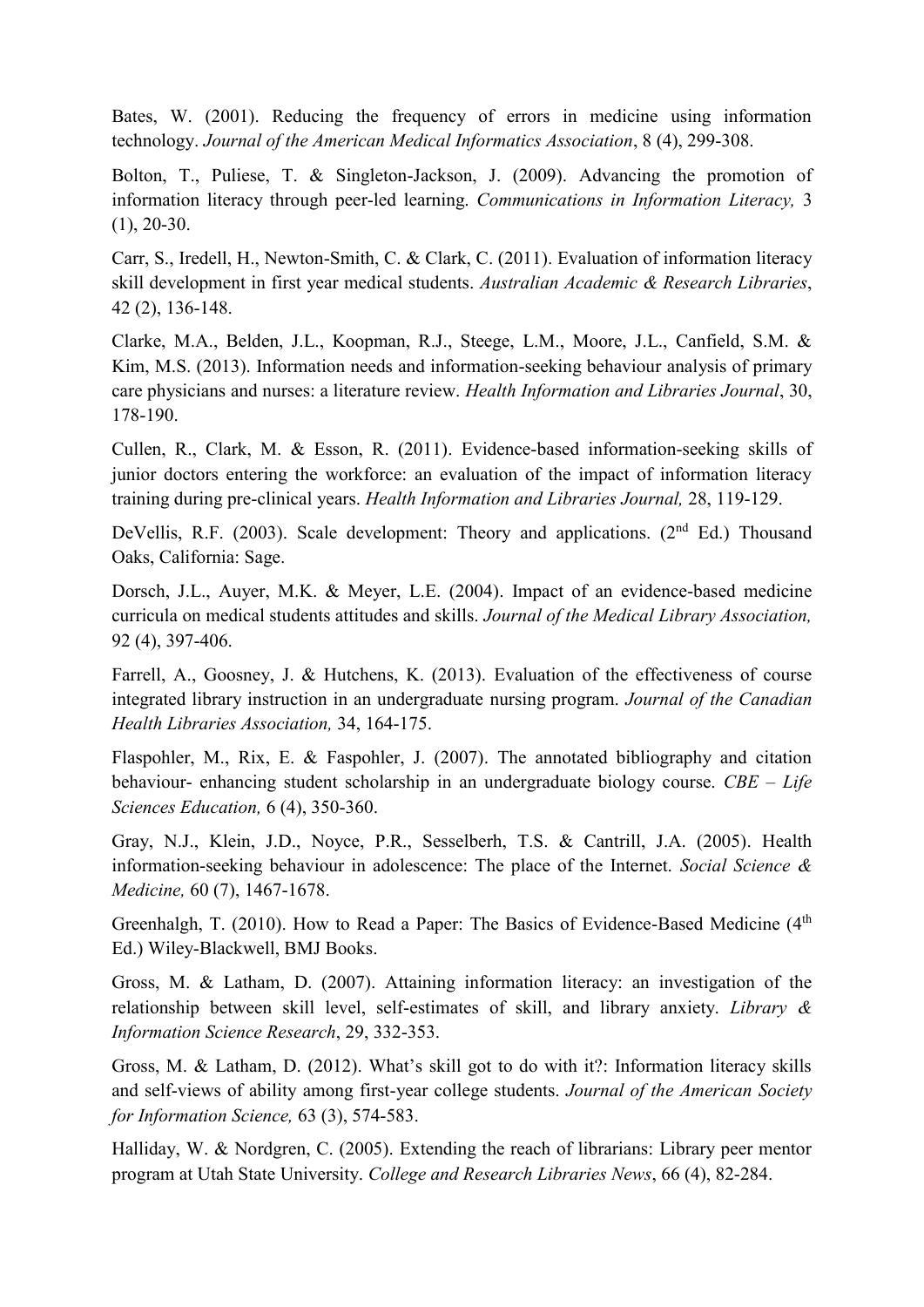Bates, W. (2001). Reducing the frequency of errors in medicine using information technology. *Journal of the American Medical Informatics Association*, 8 (4), 299-308.

Bolton, T., Puliese, T. & Singleton-Jackson, J. (2009). Advancing the promotion of information literacy through peer-led learning. *Communications in Information Literacy,* 3 (1), 20-30.

Carr, S., Iredell, H., Newton-Smith, C. & Clark, C. (2011). Evaluation of information literacy skill development in first year medical students. *Australian Academic & Research Libraries*, 42 (2), 136-148.

Clarke, M.A., Belden, J.L., Koopman, R.J., Steege, L.M., Moore, J.L., Canfield, S.M. & Kim, M.S. (2013). Information needs and information-seeking behaviour analysis of primary care physicians and nurses: a literature review. *Health Information and Libraries Journal*, 30, 178-190.

Cullen, R., Clark, M. & Esson, R. (2011). Evidence-based information-seeking skills of junior doctors entering the workforce: an evaluation of the impact of information literacy training during pre-clinical years. *Health Information and Libraries Journal,* 28, 119-129.

DeVellis, R.F. (2003). Scale development: Theory and applications. (2nd Ed.) Thousand Oaks, California: Sage.

Dorsch, J.L., Auyer, M.K. & Meyer, L.E. (2004). Impact of an evidence-based medicine curricula on medical students attitudes and skills. *Journal of the Medical Library Association,* 92 (4), 397-406.

Farrell, A., Goosney, J. & Hutchens, K. (2013). Evaluation of the effectiveness of course integrated library instruction in an undergraduate nursing program. *Journal of the Canadian Health Libraries Association,* 34, 164-175.

Flaspohler, M., Rix, E. & Faspohler, J. (2007). The annotated bibliography and citation behaviour- enhancing student scholarship in an undergraduate biology course. *CBE – Life Sciences Education,* 6 (4), 350-360.

Gray, N.J., Klein, J.D., Noyce, P.R., Sesselberh, T.S. & Cantrill, J.A. (2005). Health information-seeking behaviour in adolescence: The place of the Internet. *Social Science & Medicine,* 60 (7), 1467-1678.

Greenhalgh, T. (2010). How to Read a Paper: The Basics of Evidence-Based Medicine (4th Ed.) Wiley-Blackwell, BMJ Books.

Gross, M. & Latham, D. (2007). Attaining information literacy: an investigation of the relationship between skill level, self-estimates of skill, and library anxiety. *Library & Information Science Research*, 29, 332-353.

Gross, M. & Latham, D. (2012). What's skill got to do with it?: Information literacy skills and self-views of ability among first-year college students. *Journal of the American Society for Information Science,* 63 (3), 574-583.

Halliday, W. & Nordgren, C. (2005). Extending the reach of librarians: Library peer mentor program at Utah State University. *College and Research Libraries News*, 66 (4), 82-284.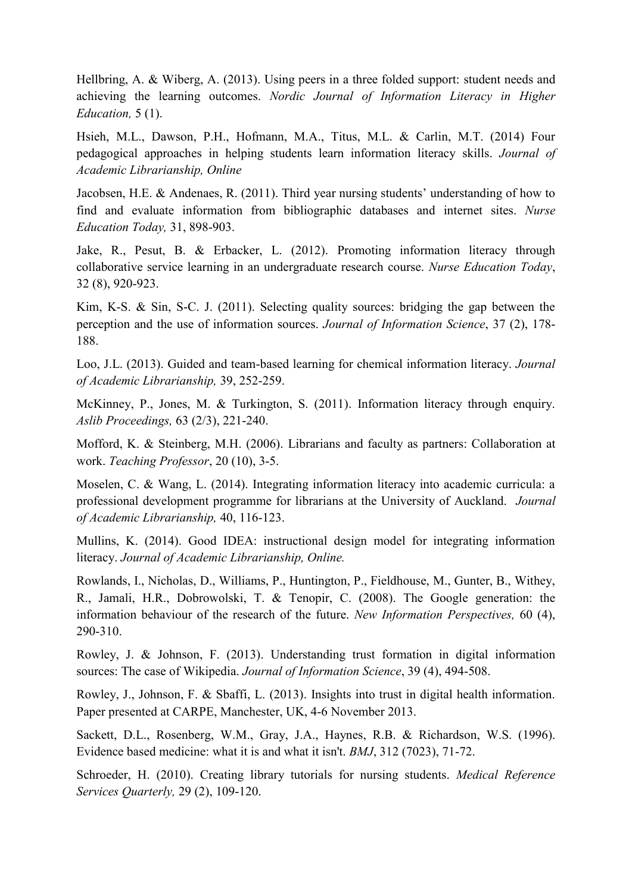Hellbring, A. & Wiberg, A. (2013). Using peers in a three folded support: student needs and achieving the learning outcomes. *Nordic Journal of Information Literacy in Higher Education,* 5 (1).

Hsieh, M.L., Dawson, P.H., Hofmann, M.A., Titus, M.L. & Carlin, M.T. (2014) Four pedagogical approaches in helping students learn information literacy skills. *Journal of Academic Librarianship, Online*

Jacobsen, H.E. & Andenaes, R. (2011). Third year nursing students' understanding of how to find and evaluate information from bibliographic databases and internet sites. *Nurse Education Today,* 31, 898-903.

Jake, R., Pesut, B. & Erbacker, L. (2012). Promoting information literacy through collaborative service learning in an undergraduate research course. *Nurse Education Today*, 32 (8), 920-923.

Kim, K-S. & Sin, S-C. J. (2011). Selecting quality sources: bridging the gap between the perception and the use of information sources. *Journal of Information Science*, 37 (2), 178-188.

Loo, J.L. (2013). Guided and team-based learning for chemical information literacy. *Journal of Academic Librarianship,* 39, 252-259.

McKinney, P., Jones, M. & Turkington, S. (2011). Information literacy through enquiry. *Aslib Proceedings,* 63 (2/3), 221-240.

Mofford, K. & Steinberg, M.H. (2006). Librarians and faculty as partners: Collaboration at work. *Teaching Professor*, 20 (10), 3-5.

Moselen, C. & Wang, L. (2014). Integrating information literacy into academic curricula: a professional development programme for librarians at the University of Auckland. *Journal of Academic Librarianship,* 40, 116-123.

Mullins, K. (2014). Good IDEA: instructional design model for integrating information literacy. *Journal of Academic Librarianship, Online.*

Rowlands, I., Nicholas, D., Williams, P., Huntington, P., Fieldhouse, M., Gunter, B., Withey, R., Jamali, H.R., Dobrowolski, T. & Tenopir, C. (2008). The Google generation: the information behaviour of the research of the future. *New Information Perspectives,* 60 (4), 290-310.

Rowley, J. & Johnson, F. (2013). Understanding trust formation in digital information sources: The case of Wikipedia. *Journal of Information Science*, 39 (4), 494-508.

Rowley, J., Johnson, F. & Sbaffi, L. (2013). Insights into trust in digital health information. Paper presented at CARPE, Manchester, UK, 4-6 November 2013.

Sackett, D.L., Rosenberg, W.M., Gray, J.A., Haynes, R.B. & Richardson, W.S. (1996). Evidence based medicine: what it is and what it isn't. *BMJ*, 312 (7023), 71-72.

Schroeder, H. (2010). Creating library tutorials for nursing students. *Medical Reference Services Quarterly,* 29 (2), 109-120.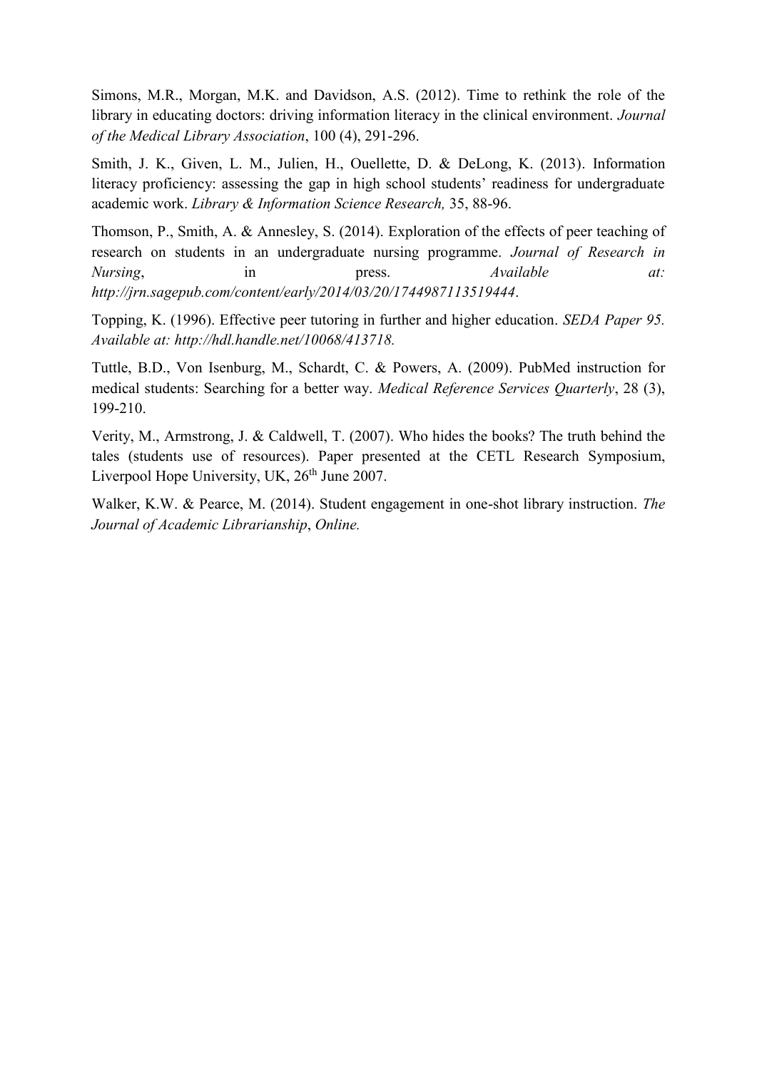Simons, M.R., Morgan, M.K. and Davidson, A.S. (2012). Time to rethink the role of the library in educating doctors: driving information literacy in the clinical environment. *Journal of the Medical Library Association*, 100 (4), 291-296.

Smith, J. K., Given, L. M., Julien, H., Ouellette, D. & DeLong, K. (2013). Information literacy proficiency: assessing the gap in high school students' readiness for undergraduate academic work. *Library & Information Science Research,* 35, 88-96.

Thomson, P., Smith, A. & Annesley, S. (2014). Exploration of the effects of peer teaching of research on students in an undergraduate nursing programme. *Journal of Research in Nursing*, in press. *Available at: http://jrn.sagepub.com/content/early/2014/03/20/1744987113519444*.

Topping, K. (1996). Effective peer tutoring in further and higher education. *SEDA Paper 95. Available at: http://hdl.handle.net/10068/413718.*

Tuttle, B.D., Von Isenburg, M., Schardt, C. & Powers, A. (2009). PubMed instruction for medical students: Searching for a better way. *Medical Reference Services Quarterly*, 28 (3), 199-210.

Verity, M., Armstrong, J. & Caldwell, T. (2007). Who hides the books? The truth behind the tales (students use of resources). Paper presented at the CETL Research Symposium, Liverpool Hope University, UK, 26th June 2007.

Walker, K.W. & Pearce, M. (2014). Student engagement in one-shot library instruction. *The Journal of Academic Librarianship*, *Online.*